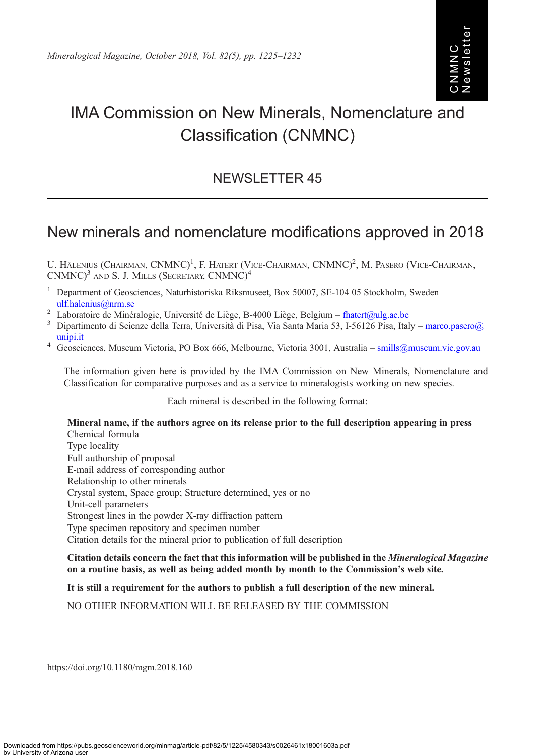# IMA Commission on New Minerals, Nomenclature and Classification (CNMNC)

## NEWSLETTER 45

## New minerals and nomenclature modifications approved in 2018

U. Hålenius (Chairman, CNMNC)[1], F. Hatert (Vice-Chairman, CNMNC)[2], M. Pasero (Vice-Chairman, CNMNC)[3] and S. J. Mills (Secretary, CNMNC)[4]

[1] Department of Geosciences, Naturhistoriska Riksmuseet, Box 50007, SE-104 05 Stockholm, Sweden – ulf.halenius@nrm.se

[2] Laboratoire de Minéralogie, Université de Liège, B-4000 Liège, Belgium – fhatert@ulg.ac.be

[3] Dipartimento di Scienze della Terra, Università di Pisa, Via Santa Maria 53, I-56126 Pisa, Italy – marco.pasero@unipi.it

[4] Geosciences, Museum Victoria, PO Box 666, Melbourne, Victoria 3001, Australia – smills@museum.vic.gov.au

The information given here is provided by the IMA Commission on New Minerals, Nomenclature and Classification for comparative purposes and as a service to mineralogists working on new species.

Each mineral is described in the following format:

**Mineral name, if the authors agree on its release prior to the full description appearing in press**
Chemical formula
Type locality
Full authorship of proposal
E-mail address of corresponding author
Relationship to other minerals
Crystal system, Space group; Structure determined, yes or no
Unit-cell parameters
Strongest lines in the powder X-ray diffraction pattern
Type specimen repository and specimen number
Citation details for the mineral prior to publication of full description

**Citation details concern the fact that this information will be published in the *Mineralogical Magazine* on a routine basis, as well as being added month by month to the Commission's web site.**

**It is still a requirement for the authors to publish a full description of the new mineral.**

NO OTHER INFORMATION WILL BE RELEASED BY THE COMMISSION

https://doi.org/10.1180/mgm.2018.160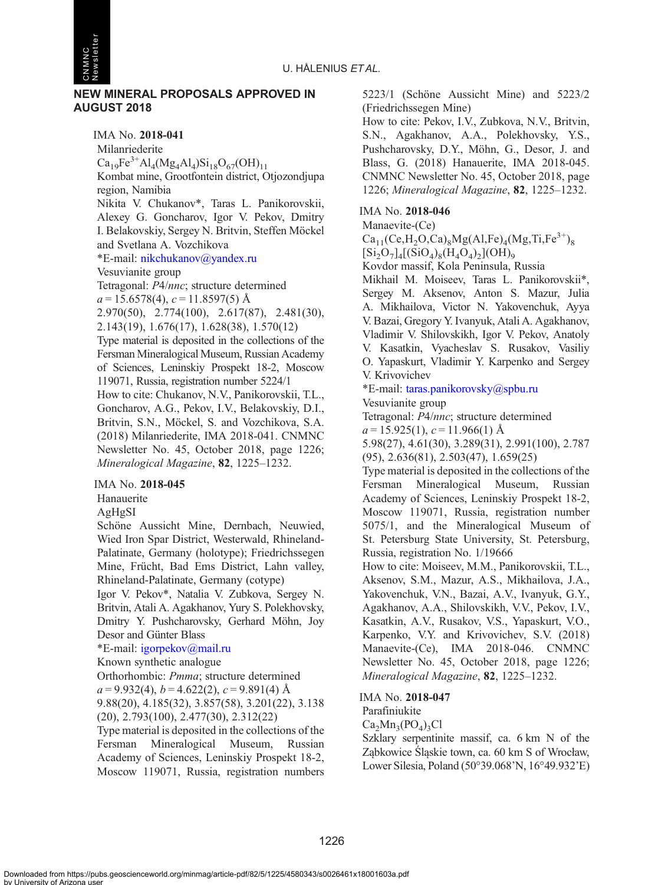## NEW MINERAL PROPOSALS APPROVED IN AUGUST 2018

IMA No. **2018-041**
Milanriederite
$Ca_{19}Fe^{3+}Al_4(Mg_4Al_4)Si_{18}O_{67}(OH)_{11}$
Kombat mine, Grootfontein district, Otjozondjupa region, Namibia
Nikita V. Chukanov*, Taras L. Panikorovskii, Alexey G. Goncharov, Igor V. Pekov, Dmitry I. Belakovskiy, Sergey N. Britvin, Steffen Möckel and Svetlana A. Vozchikova
*E-mail: nikchukanov@yandex.ru
Vesuvianite group
Tetragonal: *P*4/*nnc*; structure determined
*a* = 15.6578(4), *c* = 11.8597(5) Å
2.970(50), 2.774(100), 2.617(87), 2.481(30), 2.143(19), 1.676(17), 1.628(38), 1.570(12)
Type material is deposited in the collections of the Fersman Mineralogical Museum, Russian Academy of Sciences, Leninskiy Prospekt 18-2, Moscow 119071, Russia, registration number 5224/1
How to cite: Chukanov, N.V., Panikorovskii, T.L., Goncharov, A.G., Pekov, I.V., Belakovskiy, D.I., Britvin, S.N., Möckel, S. and Vozchikova, S.A. (2018) Milanriederite, IMA 2018-041. CNMNC Newsletter No. 45, October 2018, page 1226; *Mineralogical Magazine*, **82**, 1225–1232.

IMA No. **2018-045**
Hanauerite
AgHgSI
Schöne Aussicht Mine, Dernbach, Neuwied, Wied Iron Spar District, Westerwald, Rhineland-Palatinate, Germany (holotype); Friedrichssegen Mine, Frücht, Bad Ems District, Lahn valley, Rhineland-Palatinate, Germany (cotype)
Igor V. Pekov*, Natalia V. Zubkova, Sergey N. Britvin, Atali A. Agakhanov, Yury S. Polekhovsky, Dmitry Y. Pushcharovsky, Gerhard Möhn, Joy Desor and Günter Blass
*E-mail: igorpekov@mail.ru
Known synthetic analogue
Orthorhombic: *Pmma*; structure determined
*a* = 9.932(4), *b* = 4.622(2), *c* = 9.891(4) Å
9.88(20), 4.185(32), 3.857(58), 3.201(22), 3.138 (20), 2.793(100), 2.477(30), 2.312(22)
Type material is deposited in the collections of the Fersman Mineralogical Museum, Russian Academy of Sciences, Leninskiy Prospekt 18-2, Moscow 119071, Russia, registration numbers 5223/1 (Schöne Aussicht Mine) and 5223/2 (Friedrichssegen Mine)
How to cite: Pekov, I.V., Zubkova, N.V., Britvin, S.N., Agakhanov, A.A., Polekhovsky, Y.S., Pushcharovsky, D.Y., Möhn, G., Desor, J. and Blass, G. (2018) Hanauerite, IMA 2018-045. CNMNC Newsletter No. 45, October 2018, page 1226; *Mineralogical Magazine*, **82**, 1225–1232.

IMA No. **2018-046**
Manaevite-(Ce)
$Ca_{11}(Ce,H_2O,Ca)_8Mg(Al,Fe)_4(Mg,Ti,Fe^{3+})_8[Si_2O_7]_4[(SiO_4)_8(H_4O_4)_2](OH)_9$
Kovdor massif, Kola Peninsula, Russia
Mikhail M. Moiseev, Taras L. Panikorovskii*, Sergey M. Aksenov, Anton S. Mazur, Julia A. Mikhailova, Victor N. Yakovenchuk, Ayya V. Bazai, Gregory Y. Ivanyuk, Atali A. Agakhanov, Vladimir V. Shilovskikh, Igor V. Pekov, Anatoly V. Kasatkin, Vyacheslav S. Rusakov, Vasiliy O. Yapaskurt, Vladimir Y. Karpenko and Sergey V. Krivovichev
*E-mail: taras.panikorovsky@spbu.ru
Vesuvianite group
Tetragonal: *P*4/*nnc*; structure determined
*a* = 15.925(1), *c* = 11.966(1) Å
5.98(27), 4.61(30), 3.289(31), 2.991(100), 2.787 (95), 2.636(81), 2.503(47), 1.659(25)
Type material is deposited in the collections of the Fersman Mineralogical Museum, Russian Academy of Sciences, Leninskiy Prospekt 18-2, Moscow 119071, Russia, registration number 5075/1, and the Mineralogical Museum of St. Petersburg State University, St. Petersburg, Russia, registration No. 1/19666
How to cite: Moiseev, M.M., Panikorovskii, T.L., Aksenov, S.M., Mazur, A.S., Mikhailova, J.A., Yakovenchuk, V.N., Bazai, A.V., Ivanyuk, G.Y., Agakhanov, A.A., Shilovskikh, V.V., Pekov, I.V., Kasatkin, A.V., Rusakov, V.S., Yapaskurt, V.O., Karpenko, V.Y. and Krivovichev, S.V. (2018) Manaevite-(Ce), IMA 2018-046. CNMNC Newsletter No. 45, October 2018, page 1226; *Mineralogical Magazine*, **82**, 1225–1232.

IMA No. **2018-047**
Parafiniukite
$Ca_2Mn_3(PO_4)_3Cl$
Szklary serpentinite massif, ca. 6 km N of the Ząbkowice Śląskie town, ca. 60 km S of Wrocław, Lower Silesia, Poland (50°39.068'N, 16°49.932'E)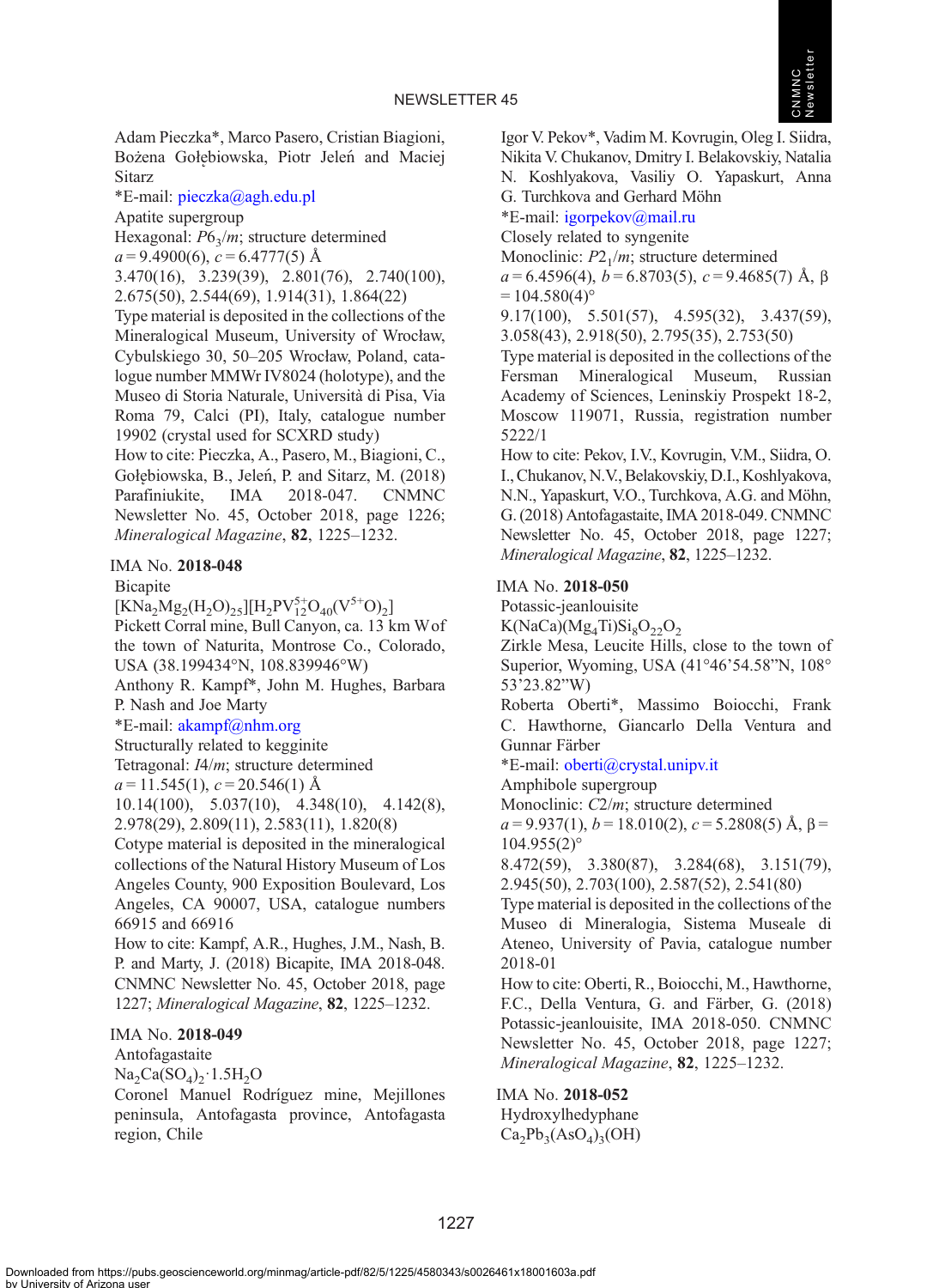Adam Pieczka*, Marco Pasero, Cristian Biagioni, Bożena Gołębiowska, Piotr Jeleń and Maciej Sitarz

*E-mail: pieczka@agh.edu.pl

Apatite supergroup

Hexagonal: $P6_3/m$; structure determined

$a$ = 9.4900(6), $c$ = 6.4777(5) Å

3.470(16), 3.239(39), 2.801(76), 2.740(100), 2.675(50), 2.544(69), 1.914(31), 1.864(22)

Type material is deposited in the collections of the Mineralogical Museum, University of Wrocław, Cybulskiego 30, 50–205 Wrocław, Poland, catalogue number MMWr IV8024 (holotype), and the Museo di Storia Naturale, Università di Pisa, Via Roma 79, Calci (PI), Italy, catalogue number 19902 (crystal used for SCXRD study)

How to cite: Pieczka, A., Pasero, M., Biagioni, C., Gołębiowska, B., Jeleń, P. and Sitarz, M. (2018) Parafiniukite, IMA 2018-047. CNMNC Newsletter No. 45, October 2018, page 1226; *Mineralogical Magazine*, **82**, 1225–1232.

## IMA No. **2018-048**

Bicapite

$[KNa_2Mg_2(H_2O)_{25}][H_2PV^{5+}_{12}O_{40}(V^{5+}O)_2]$

Pickett Corral mine, Bull Canyon, ca. 13 km W of the town of Naturita, Montrose Co., Colorado, USA (38.199434°N, 108.839946°W)

Anthony R. Kampf*, John M. Hughes, Barbara P. Nash and Joe Marty

*E-mail: akampf@nhm.org

Structurally related to kegginite

Tetragonal: $I4/m$; structure determined

$a$ = 11.545(1), $c$ = 20.546(1) Å

10.14(100), 5.037(10), 4.348(10), 4.142(8), 2.978(29), 2.809(11), 2.583(11), 1.820(8)

Cotype material is deposited in the mineralogical collections of the Natural History Museum of Los Angeles County, 900 Exposition Boulevard, Los Angeles, CA 90007, USA, catalogue numbers 66915 and 66916

How to cite: Kampf, A.R., Hughes, J.M., Nash, B. P. and Marty, J. (2018) Bicapite, IMA 2018-048. CNMNC Newsletter No. 45, October 2018, page 1227; *Mineralogical Magazine*, **82**, 1225–1232.

## IMA No. **2018-049**

Antofagastaite

$Na_2Ca(SO_4)_2 \cdot 1.5H_2O$

Coronel Manuel Rodríguez mine, Mejillones peninsula, Antofagasta province, Antofagasta region, Chile

Igor V. Pekov*, Vadim M. Kovrugin, Oleg I. Siidra, Nikita V. Chukanov, Dmitry I. Belakovskiy, Natalia N. Koshlyakova, Vasiliy O. Yapaskurt, Anna G. Turchkova and Gerhard Möhn

*E-mail: igorpekov@mail.ru

Closely related to syngenite

Monoclinic: $P2_1/m$; structure determined

$a$ = 6.4596(4), $b$ = 6.8703(5), $c$ = 9.4685(7) Å, β = 104.580(4)°

9.17(100), 5.501(57), 4.595(32), 3.437(59), 3.058(43), 2.918(50), 2.795(35), 2.753(50)

Type material is deposited in the collections of the Fersman Mineralogical Museum, Russian Academy of Sciences, Leninskiy Prospekt 18-2, Moscow 119071, Russia, registration number 5222/1

How to cite: Pekov, I.V., Kovrugin, V.M., Siidra, O. I., Chukanov, N.V., Belakovskiy, D.I., Koshlyakova, N.N., Yapaskurt, V.O., Turchkova, A.G. and Möhn, G. (2018) Antofagastaite, IMA 2018-049. CNMNC Newsletter No. 45, October 2018, page 1227; *Mineralogical Magazine*, **82**, 1225–1232.

## IMA No. **2018-050**

Potassic-jeanlouisite

$K(NaCa)(Mg_4Ti)Si_8O_{22}O_2$

Zirkle Mesa, Leucite Hills, close to the town of Superior, Wyoming, USA (41°46'54.58"N, 108°53'23.82"W)

Roberta Oberti*, Massimo Boiocchi, Frank C. Hawthorne, Giancarlo Della Ventura and Gunnar Färber

*E-mail: oberti@crystal.unipv.it

Amphibole supergroup

Monoclinic: $C2/m$; structure determined

$a$ = 9.937(1), $b$ = 18.010(2), $c$ = 5.2808(5) Å, β = 104.955(2)°

8.472(59), 3.380(87), 3.284(68), 3.151(79), 2.945(50), 2.703(100), 2.587(52), 2.541(80)

Type material is deposited in the collections of the Museo di Mineralogia, Sistema Museale di Ateneo, University of Pavia, catalogue number 2018-01

How to cite: Oberti, R., Boiocchi, M., Hawthorne, F.C., Della Ventura, G. and Färber, G. (2018) Potassic-jeanlouisite, IMA 2018-050. CNMNC Newsletter No. 45, October 2018, page 1227; *Mineralogical Magazine*, **82**, 1225–1232.

## IMA No. **2018-052**

Hydroxylhedyphane

$Ca_2Pb_3(AsO_4)_3(OH)$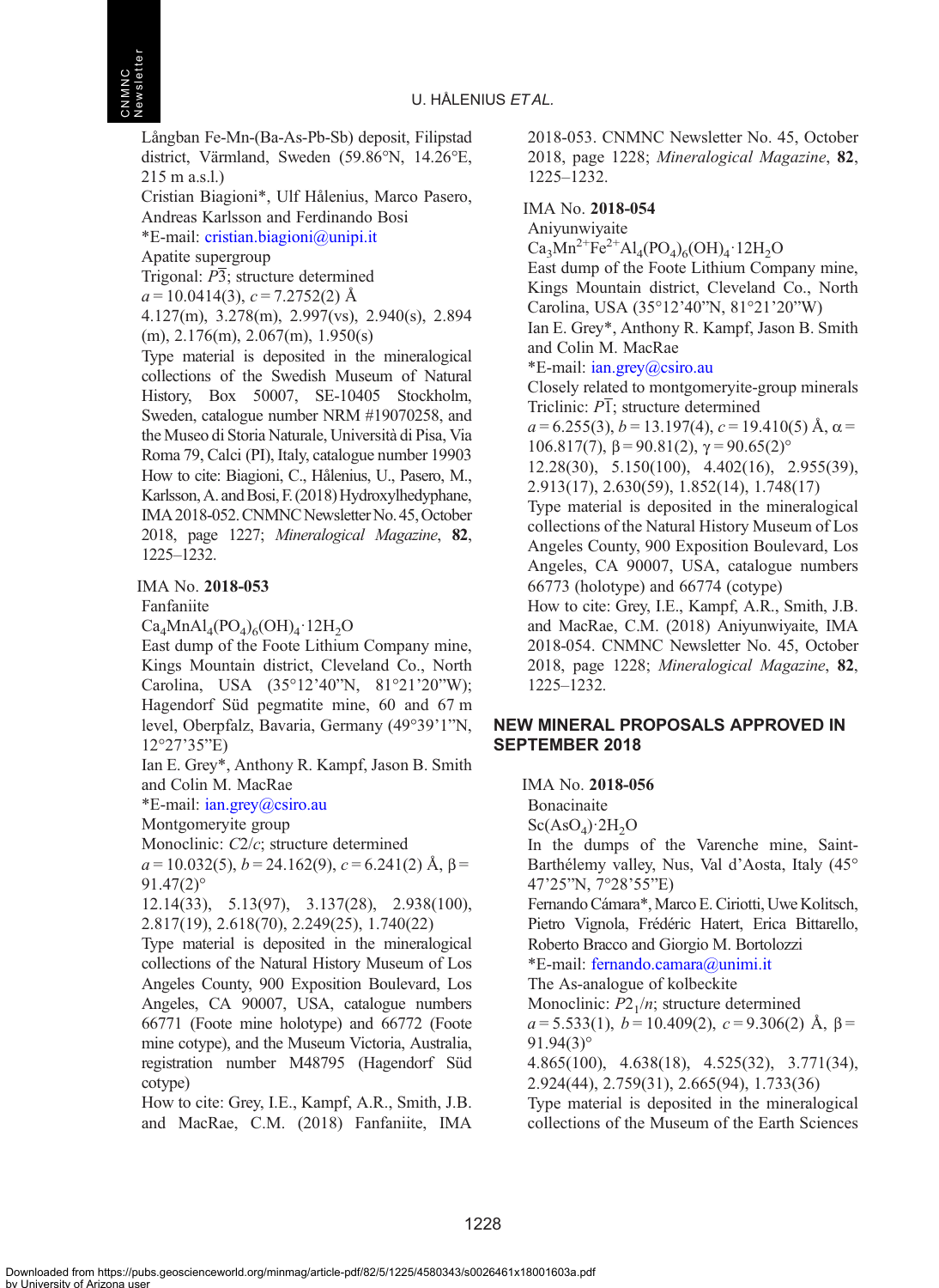Långban Fe-Mn-(Ba-As-Pb-Sb) deposit, Filipstad district, Värmland, Sweden (59.86°N, 14.26°E, 215 m a.s.l.)
Cristian Biagioni*, Ulf Hålenius, Marco Pasero, Andreas Karlsson and Ferdinando Bosi
*E-mail: cristian.biagioni@unipi.it
Apatite supergroup
Trigonal: $P\bar{3}$; structure determined
$a$ = 10.0414(3), $c$ = 7.2752(2) Å
4.127(m), 3.278(m), 2.997(vs), 2.940(s), 2.894 (m), 2.176(m), 2.067(m), 1.950(s)
Type material is deposited in the mineralogical collections of the Swedish Museum of Natural History, Box 50007, SE-10405 Stockholm, Sweden, catalogue number NRM #19070258, and the Museo di Storia Naturale, Università di Pisa, Via Roma 79, Calci (PI), Italy, catalogue number 19903
How to cite: Biagioni, C., Hålenius, U., Pasero, M., Karlsson, A. and Bosi, F. (2018) Hydroxylhedyphane, IMA 2018-052. CNMNC Newsletter No. 45, October 2018, page 1227; *Mineralogical Magazine*, **82**, 1225–1232.

IMA No. **2018-053**
Fanfaniite
$Ca_4MnAl_4(PO_4)_6(OH)_4·12H_2O$
East dump of the Foote Lithium Company mine, Kings Mountain district, Cleveland Co., North Carolina, USA (35°12'40"N, 81°21'20"W); Hagendorf Süd pegmatite mine, 60 and 67 m level, Oberpfalz, Bavaria, Germany (49°39'1"N, 12°27'35"E)
Ian E. Grey*, Anthony R. Kampf, Jason B. Smith and Colin M. MacRae
*E-mail: ian.grey@csiro.au
Montgomeryite group
Monoclinic: $C2/c$; structure determined
$a$ = 10.032(5), $b$ = 24.162(9), $c$ = 6.241(2) Å, β = 91.47(2)°
12.14(33), 5.13(97), 3.137(28), 2.938(100), 2.817(19), 2.618(70), 2.249(25), 1.740(22)
Type material is deposited in the mineralogical collections of the Natural History Museum of Los Angeles County, 900 Exposition Boulevard, Los Angeles, CA 90007, USA, catalogue numbers 66771 (Foote mine holotype) and 66772 (Foote mine cotype), and the Museum Victoria, Australia, registration number M48795 (Hagendorf Süd cotype)
How to cite: Grey, I.E., Kampf, A.R., Smith, J.B. and MacRae, C.M. (2018) Fanfaniite, IMA 2018-053. CNMNC Newsletter No. 45, October 2018, page 1228; *Mineralogical Magazine*, **82**, 1225–1232.

IMA No. **2018-054**
Aniyunwiyaite
$Ca_3Mn^{2+}Fe^{2+}Al_4(PO_4)_6(OH)_4·12H_2O$
East dump of the Foote Lithium Company mine, Kings Mountain district, Cleveland Co., North Carolina, USA (35°12'40"N, 81°21'20"W)
Ian E. Grey*, Anthony R. Kampf, Jason B. Smith and Colin M. MacRae
*E-mail: ian.grey@csiro.au
Closely related to montgomeryite-group minerals
Triclinic: $P\bar{1}$; structure determined
$a$ = 6.255(3), $b$ = 13.197(4), $c$ = 19.410(5) Å, α = 106.817(7), β = 90.81(2), γ = 90.65(2)°
12.28(30), 5.150(100), 4.402(16), 2.955(39), 2.913(17), 2.630(59), 1.852(14), 1.748(17)
Type material is deposited in the mineralogical collections of the Natural History Museum of Los Angeles County, 900 Exposition Boulevard, Los Angeles, CA 90007, USA, catalogue numbers 66773 (holotype) and 66774 (cotype)
How to cite: Grey, I.E., Kampf, A.R., Smith, J.B. and MacRae, C.M. (2018) Aniyunwiyaite, IMA 2018-054. CNMNC Newsletter No. 45, October 2018, page 1228; *Mineralogical Magazine*, **82**, 1225–1232.

## NEW MINERAL PROPOSALS APPROVED IN SEPTEMBER 2018

IMA No. **2018-056**
Bonacinaite
$Sc(AsO_4)·2H_2O$
In the dumps of the Varenche mine, Saint-Barthélemy valley, Nus, Val d'Aosta, Italy (45° 47'25"N, 7°28'55"E)
Fernando Cámara*, Marco E. Ciriotti, Uwe Kolitsch, Pietro Vignola, Frédéric Hatert, Erica Bittarello, Roberto Bracco and Giorgio M. Bortolozzi
*E-mail: fernando.camara@unimi.it
The As-analogue of kolbeckite
Monoclinic: $P2_1/n$; structure determined
$a$ = 5.533(1), $b$ = 10.409(2), $c$ = 9.306(2) Å, β = 91.94(3)°
4.865(100), 4.638(18), 4.525(32), 3.771(34), 2.924(44), 2.759(31), 2.665(94), 1.733(36)
Type material is deposited in the mineralogical collections of the Museum of the Earth Sciences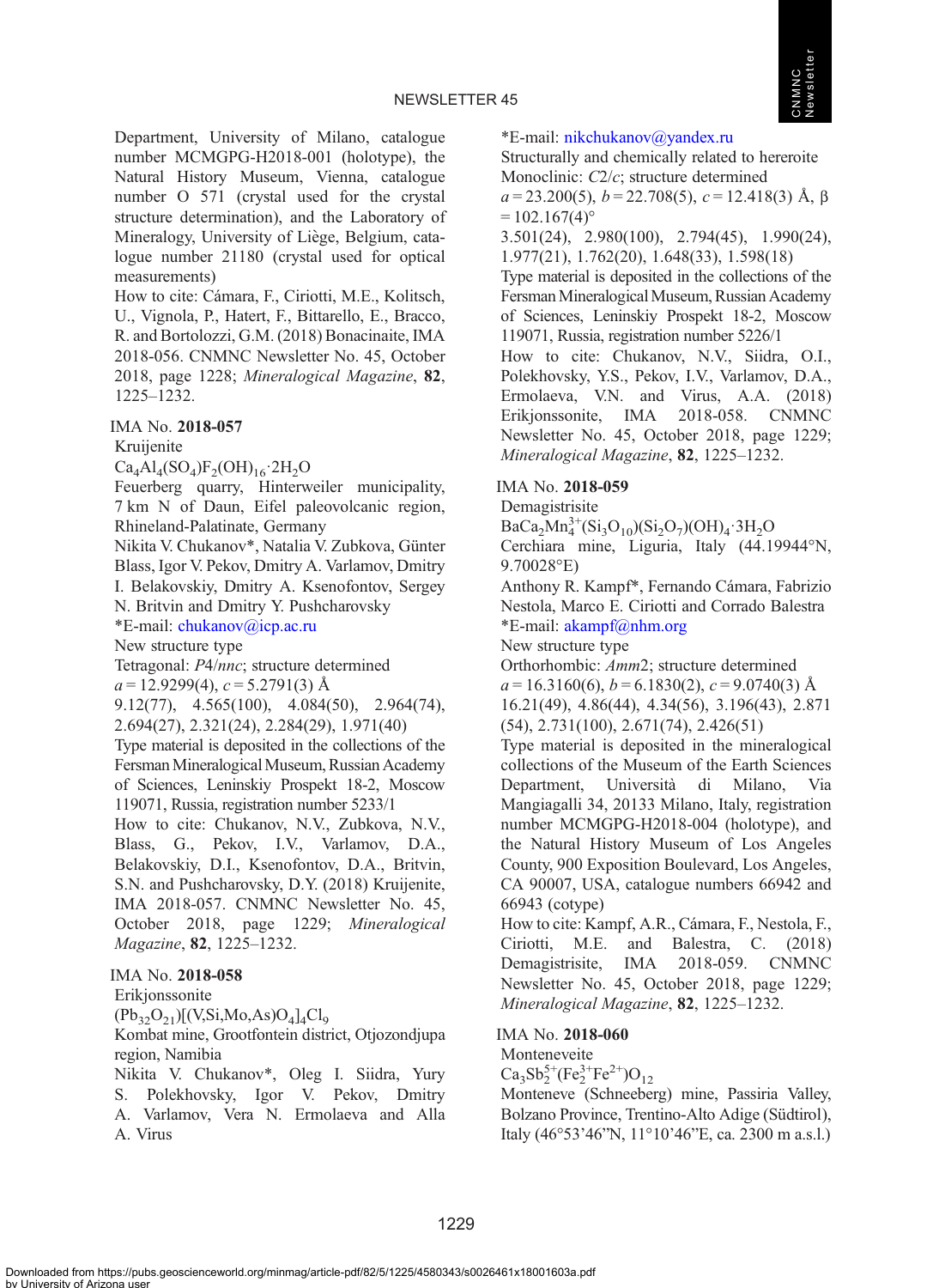Department, University of Milano, catalogue number MCMGPG-H2018-001 (holotype), the Natural History Museum, Vienna, catalogue number O 571 (crystal used for the crystal structure determination), and the Laboratory of Mineralogy, University of Liège, Belgium, catalogue number 21180 (crystal used for optical measurements)
How to cite: Cámara, F., Ciriotti, M.E., Kolitsch, U., Vignola, P., Hatert, F., Bittarello, E., Bracco, R. and Bortolozzi, G.M. (2018) Bonacinaite, IMA 2018-056. CNMNC Newsletter No. 45, October 2018, page 1228; *Mineralogical Magazine*, **82**, 1225–1232.

IMA No. **2018-057**
Kruijenite
$Ca_4Al_4(SO_4)F_2(OH)_{16}\cdot2H_2O$
Feuerberg quarry, Hinterweiler municipality, 7 km N of Daun, Eifel paleovolcanic region, Rhineland-Palatinate, Germany
Nikita V. Chukanov*, Natalia V. Zubkova, Günter Blass, Igor V. Pekov, Dmitry A. Varlamov, Dmitry I. Belakovskiy, Dmitry A. Ksenofontov, Sergey N. Britvin and Dmitry Y. Pushcharovsky
*E-mail: chukanov@icp.ac.ru
New structure type
Tetragonal: *P*4/*nnc*; structure determined
$a$ = 12.9299(4), $c$ = 5.2791(3) Å
9.12(77), 4.565(100), 4.084(50), 2.964(74), 2.694(27), 2.321(24), 2.284(29), 1.971(40)
Type material is deposited in the collections of the Fersman Mineralogical Museum, Russian Academy of Sciences, Leninskiy Prospekt 18-2, Moscow 119071, Russia, registration number 5233/1
How to cite: Chukanov, N.V., Zubkova, N.V., Blass, G., Pekov, I.V., Varlamov, D.A., Belakovskiy, D.I., Ksenofontov, D.A., Britvin, S.N. and Pushcharovsky, D.Y. (2018) Kruijenite, IMA 2018-057. CNMNC Newsletter No. 45, October 2018, page 1229; *Mineralogical Magazine*, **82**, 1225–1232.

IMA No. **2018-058**
Erikjonssonite
$(Pb_{32}O_{21})[(V,Si,Mo,As)O_4]_4Cl_9$
Kombat mine, Grootfontein district, Otjozondjupa region, Namibia
Nikita V. Chukanov*, Oleg I. Siidra, Yury S. Polekhovsky, Igor V. Pekov, Dmitry A. Varlamov, Vera N. Ermolaeva and Alla A. Virus
*E-mail: nikchukanov@yandex.ru
Structurally and chemically related to hereroite
Monoclinic: *C*2/*c*; structure determined
$a$ = 23.200(5), $b$ = 22.708(5), $c$ = 12.418(3) Å, β = 102.167(4)°
3.501(24), 2.980(100), 2.794(45), 1.990(24), 1.977(21), 1.762(20), 1.648(33), 1.598(18)
Type material is deposited in the collections of the Fersman Mineralogical Museum, Russian Academy of Sciences, Leninskiy Prospekt 18-2, Moscow 119071, Russia, registration number 5226/1
How to cite: Chukanov, N.V., Siidra, O.I., Polekhovsky, Y.S., Pekov, I.V., Varlamov, D.A., Ermolaeva, V.N. and Virus, A.A. (2018) Erikjonssonite, IMA 2018-058. CNMNC Newsletter No. 45, October 2018, page 1229; *Mineralogical Magazine*, **82**, 1225–1232.

IMA No. **2018-059**
Demagistrisite
$BaCa_2Mn^{3+}_4(Si_3O_{10})(Si_2O_7)(OH)_4\cdot3H_2O$
Cerchiara mine, Liguria, Italy (44.19944°N, 9.70028°E)
Anthony R. Kampf*, Fernando Cámara, Fabrizio Nestola, Marco E. Ciriotti and Corrado Balestra
*E-mail: akampf@nhm.org
New structure type
Orthorhombic: *Amm*2; structure determined
$a$ = 16.3160(6), $b$ = 6.1830(2), $c$ = 9.0740(3) Å
16.21(49), 4.86(44), 4.34(56), 3.196(43), 2.871 (54), 2.731(100), 2.671(74), 2.426(51)
Type material is deposited in the mineralogical collections of the Museum of the Earth Sciences Department, Università di Milano, Via Mangiagalli 34, 20133 Milano, Italy, registration number MCMGPG-H2018-004 (holotype), and the Natural History Museum of Los Angeles County, 900 Exposition Boulevard, Los Angeles, CA 90007, USA, catalogue numbers 66942 and 66943 (cotype)
How to cite: Kampf, A.R., Cámara, F., Nestola, F., Ciriotti, M.E. and Balestra, C. (2018) Demagistrisite, IMA 2018-059. CNMNC Newsletter No. 45, October 2018, page 1229; *Mineralogical Magazine*, **82**, 1225–1232.

IMA No. **2018-060**
Monteneveite
$Ca_3Sb^{5+}_2(Fe^{3+}_2Fe^{2+})O_{12}$
Monteneve (Schneeberg) mine, Passiria Valley, Bolzano Province, Trentino-Alto Adige (Südtirol), Italy (46°53’46”N, 11°10’46”E, ca. 2300 m a.s.l.)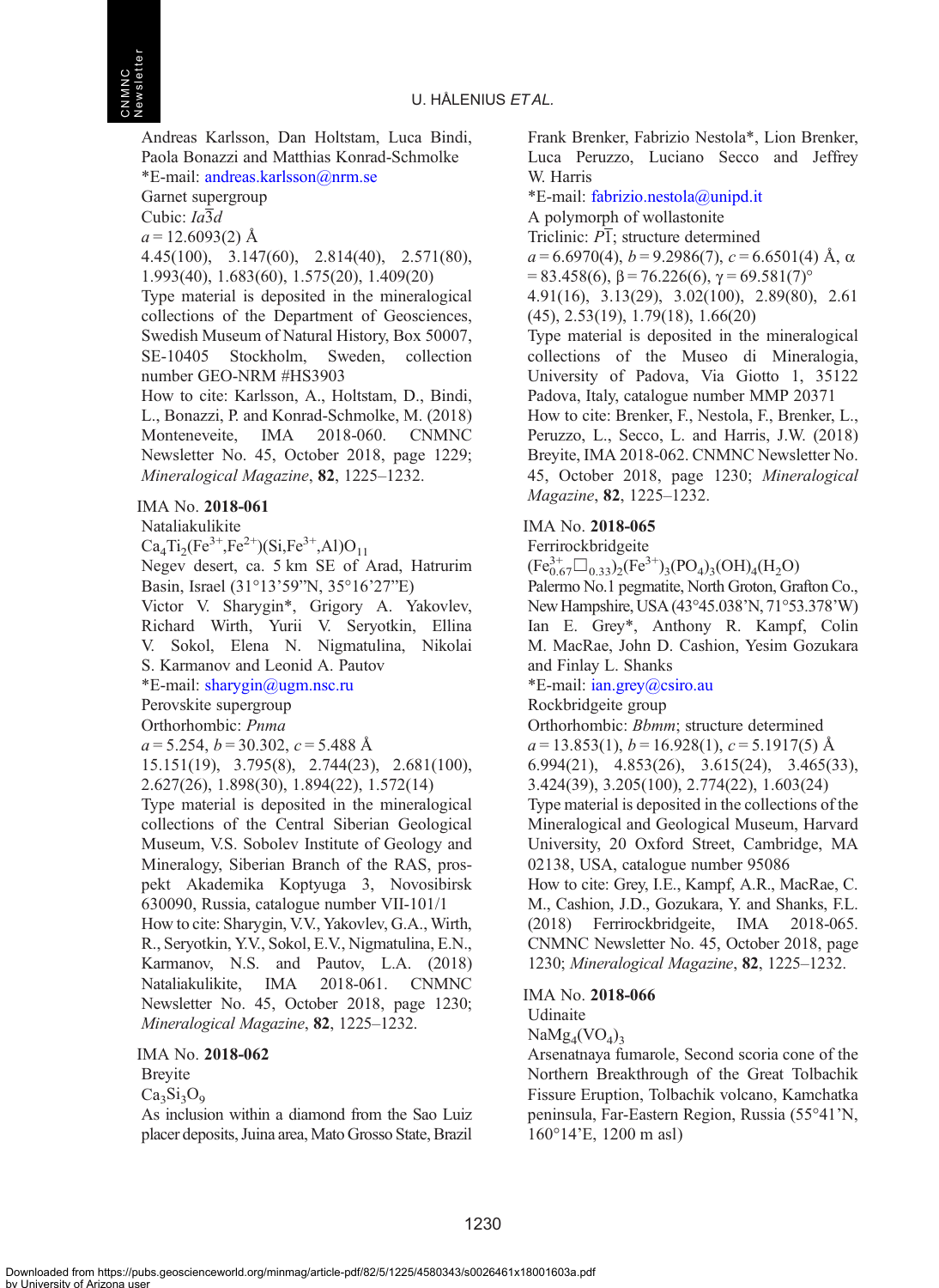Andreas Karlsson, Dan Holtstam, Luca Bindi, Paola Bonazzi and Matthias Konrad-Schmolke
*E-mail: andreas.karlsson@nrm.se
Garnet supergroup
Cubic: $Ia\bar{3}d$
$a$ = 12.6093(2) Å
4.45(100), 3.147(60), 2.814(40), 2.571(80), 1.993(40), 1.683(60), 1.575(20), 1.409(20)
Type material is deposited in the mineralogical collections of the Department of Geosciences, Swedish Museum of Natural History, Box 50007, SE-10405 Stockholm, Sweden, collection number GEO-NRM #HS3903
How to cite: Karlsson, A., Holtstam, D., Bindi, L., Bonazzi, P. and Konrad-Schmolke, M. (2018) Monteneveite, IMA 2018-060. CNMNC Newsletter No. 45, October 2018, page 1229; *Mineralogical Magazine*, **82**, 1225–1232.

IMA No. **2018-061**
Nataliakulikite
$Ca_4Ti_2(Fe^{3+},Fe^{2+})(Si,Fe^{3+},Al)O_{11}$
Negev desert, ca. 5 km SE of Arad, Hatrurim Basin, Israel (31°13'59"N, 35°16'27"E)
Victor V. Sharygin*, Grigory A. Yakovlev, Richard Wirth, Yurii V. Seryotkin, Ellina V. Sokol, Elena N. Nigmatulina, Nikolai S. Karmanov and Leonid A. Pautov
*E-mail: sharygin@ugm.nsc.ru
Perovskite supergroup
Orthorhombic: *Pnma*
$a$ = 5.254, $b$ = 30.302, $c$ = 5.488 Å
15.151(19), 3.795(8), 2.744(23), 2.681(100), 2.627(26), 1.898(30), 1.894(22), 1.572(14)
Type material is deposited in the mineralogical collections of the Central Siberian Geological Museum, V.S. Sobolev Institute of Geology and Mineralogy, Siberian Branch of the RAS, prospekt Akademika Koptyuga 3, Novosibirsk 630090, Russia, catalogue number VII-101/1
How to cite: Sharygin, V.V., Yakovlev, G.A., Wirth, R., Seryotkin, Y.V., Sokol, E.V., Nigmatulina, E.N., Karmanov, N.S. and Pautov, L.A. (2018) Nataliakulikite, IMA 2018-061. CNMNC Newsletter No. 45, October 2018, page 1230; *Mineralogical Magazine*, **82**, 1225–1232.

IMA No. **2018-062**
Breyite
$Ca_3Si_3O_9$
As inclusion within a diamond from the Sao Luiz placer deposits, Juina area, Mato Grosso State, Brazil
Frank Brenker, Fabrizio Nestola*, Lion Brenker, Luca Peruzzo, Luciano Secco and Jeffrey W. Harris
*E-mail: fabrizio.nestola@unipd.it
A polymorph of wollastonite
Triclinic: $P\bar{1}$; structure determined
$a$ = 6.6970(4), $b$ = 9.2986(7), $c$ = 6.6501(4) Å, $\alpha$ = 83.458(6), $\beta$ = 76.226(6), $\gamma$ = 69.581(7)°
4.91(16), 3.13(29), 3.02(100), 2.89(80), 2.61 (45), 2.53(19), 1.79(18), 1.66(20)
Type material is deposited in the mineralogical collections of the Museo di Mineralogia, University of Padova, Via Giotto 1, 35122 Padova, Italy, catalogue number MMP 20371
How to cite: Brenker, F., Nestola, F., Brenker, L., Peruzzo, L., Secco, L. and Harris, J.W. (2018) Breyite, IMA 2018-062. CNMNC Newsletter No. 45, October 2018, page 1230; *Mineralogical Magazine*, **82**, 1225–1232.

IMA No. **2018-065**
Ferrirockbridgeite
$(Fe^{3+}_{0.67}\square_{0.33})_2(Fe^{3+})_3(PO_4)_3(OH)_4(H_2O)$
Palermo No.1 pegmatite, North Groton, Grafton Co., New Hampshire, USA (43°45.038'N, 71°53.378'W)
Ian E. Grey*, Anthony R. Kampf, Colin M. MacRae, John D. Cashion, Yesim Gozukara and Finlay L. Shanks
*E-mail: ian.grey@csiro.au
Rockbridgeite group
Orthorhombic: *Bbmm*; structure determined
$a$ = 13.853(1), $b$ = 16.928(1), $c$ = 5.1917(5) Å
6.994(21), 4.853(26), 3.615(24), 3.465(33), 3.424(39), 3.205(100), 2.774(22), 1.603(24)
Type material is deposited in the collections of the Mineralogical and Geological Museum, Harvard University, 20 Oxford Street, Cambridge, MA 02138, USA, catalogue number 95086
How to cite: Grey, I.E., Kampf, A.R., MacRae, C. M., Cashion, J.D., Gozukara, Y. and Shanks, F.L. (2018) Ferrirockbridgeite, IMA 2018-065. CNMNC Newsletter No. 45, October 2018, page 1230; *Mineralogical Magazine*, **82**, 1225–1232.

IMA No. **2018-066**
Udinaite
$NaMg_4(VO_4)_3$
Arsenatnaya fumarole, Second scoria cone of the Northern Breakthrough of the Great Tolbachik Fissure Eruption, Tolbachik volcano, Kamchatka peninsula, Far-Eastern Region, Russia (55°41'N, 160°14'E, 1200 m asl)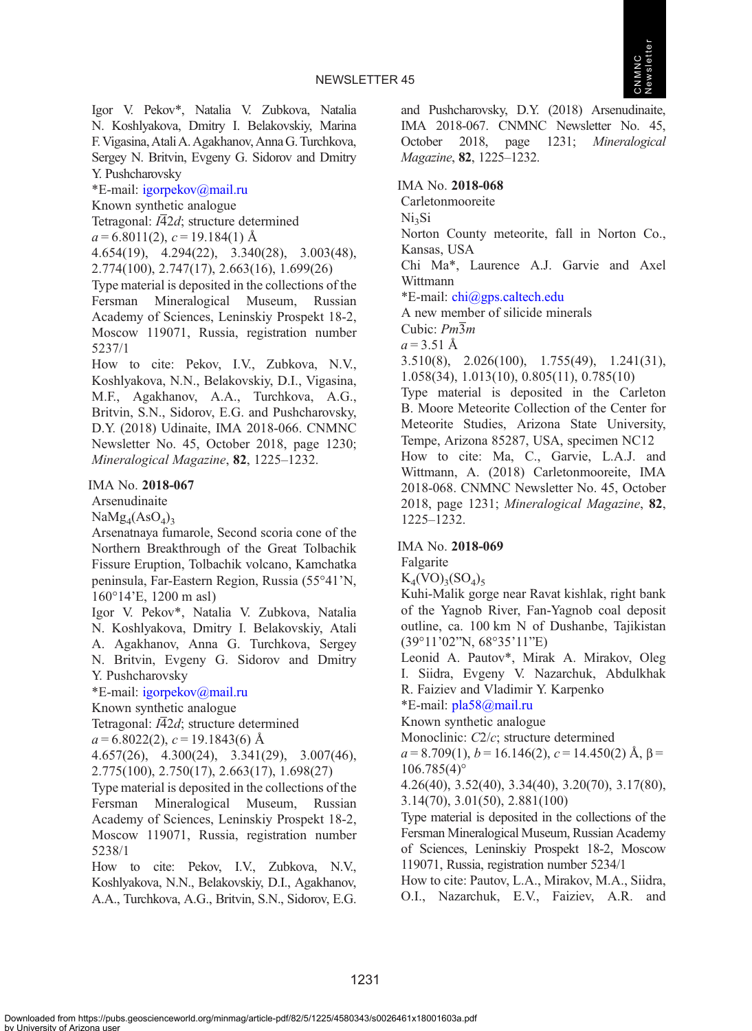Igor V. Pekov*, Natalia V. Zubkova, Natalia N. Koshlyakova, Dmitry I. Belakovskiy, Marina F. Vigasina, Atali A. Agakhanov, Anna G. Turchkova, Sergey N. Britvin, Evgeny G. Sidorov and Dmitry Y. Pushcharovsky
*E-mail: igorpekov@mail.ru
Known synthetic analogue
Tetragonal: $I\bar{4}2d$; structure determined
$a$ = 6.8011(2), $c$ = 19.184(1) Å
4.654(19), 4.294(22), 3.340(28), 3.003(48), 2.774(100), 2.747(17), 2.663(16), 1.699(26)
Type material is deposited in the collections of the Fersman Mineralogical Museum, Russian Academy of Sciences, Leninskiy Prospekt 18-2, Moscow 119071, Russia, registration number 5237/1
How to cite: Pekov, I.V., Zubkova, N.V., Koshlyakova, N.N., Belakovskiy, D.I., Vigasina, M.F., Agakhanov, A.A., Turchkova, A.G., Britvin, S.N., Sidorov, E.G. and Pushcharovsky, D.Y. (2018) Udinaite, IMA 2018-066. CNMNC Newsletter No. 45, October 2018, page 1230; *Mineralogical Magazine*, **82**, 1225–1232.

IMA No. **2018-067**
Arsenudinaite
$NaMg_4(AsO_4)_3$
Arsenatnaya fumarole, Second scoria cone of the Northern Breakthrough of the Great Tolbachik Fissure Eruption, Tolbachik volcano, Kamchatka peninsula, Far-Eastern Region, Russia (55°41'N, 160°14'E, 1200 m asl)
Igor V. Pekov*, Natalia V. Zubkova, Natalia N. Koshlyakova, Dmitry I. Belakovskiy, Atali A. Agakhanov, Anna G. Turchkova, Sergey N. Britvin, Evgeny G. Sidorov and Dmitry Y. Pushcharovsky
*E-mail: igorpekov@mail.ru
Known synthetic analogue
Tetragonal: $I\bar{4}2d$; structure determined
$a$ = 6.8022(2), $c$ = 19.1843(6) Å
4.657(26), 4.300(24), 3.341(29), 3.007(46), 2.775(100), 2.750(17), 2.663(17), 1.698(27)
Type material is deposited in the collections of the Fersman Mineralogical Museum, Russian Academy of Sciences, Leninskiy Prospekt 18-2, Moscow 119071, Russia, registration number 5238/1
How to cite: Pekov, I.V., Zubkova, N.V., Koshlyakova, N.N., Belakovskiy, D.I., Agakhanov, A.A., Turchkova, A.G., Britvin, S.N., Sidorov, E.G. and Pushcharovsky, D.Y. (2018) Arsenudinaite, IMA 2018-067. CNMNC Newsletter No. 45, October 2018, page 1231; *Mineralogical Magazine*, **82**, 1225–1232.

IMA No. **2018-068**
Carletonmooreite
$Ni_3Si$
Norton County meteorite, fall in Norton Co., Kansas, USA
Chi Ma*, Laurence A.J. Garvie and Axel Wittmann
*E-mail: chi@gps.caltech.edu
A new member of silicide minerals
Cubic: $Pm\bar{3}m$
$a$ = 3.51 Å
3.510(8), 2.026(100), 1.755(49), 1.241(31), 1.058(34), 1.013(10), 0.805(11), 0.785(10)
Type material is deposited in the Carleton B. Moore Meteorite Collection of the Center for Meteorite Studies, Arizona State University, Tempe, Arizona 85287, USA, specimen NC12
How to cite: Ma, C., Garvie, L.A.J. and Wittmann, A. (2018) Carletonmooreite, IMA 2018-068. CNMNC Newsletter No. 45, October 2018, page 1231; *Mineralogical Magazine*, **82**, 1225–1232.

IMA No. **2018-069**
Falgarite
$K_4(VO)_3(SO_4)_5$
Kuhi-Malik gorge near Ravat kishlak, right bank of the Yagnob River, Fan-Yagnob coal deposit outline, ca. 100 km N of Dushanbe, Tajikistan (39°11'02"N, 68°35'11"E)
Leonid A. Pautov*, Mirak A. Mirakov, Oleg I. Siidra, Evgeny V. Nazarchuk, Abdulkhak R. Faiziev and Vladimir Y. Karpenko
*E-mail: pla58@mail.ru
Known synthetic analogue
Monoclinic: $C2/c$; structure determined
$a$ = 8.709(1), $b$ = 16.146(2), $c$ = 14.450(2) Å, β = 106.785(4)°
4.26(40), 3.52(40), 3.34(40), 3.20(70), 3.17(80), 3.14(70), 3.01(50), 2.881(100)
Type material is deposited in the collections of the Fersman Mineralogical Museum, Russian Academy of Sciences, Leninskiy Prospekt 18-2, Moscow 119071, Russia, registration number 5234/1
How to cite: Pautov, L.A., Mirakov, M.A., Siidra, O.I., Nazarchuk, E.V., Faiziev, A.R. and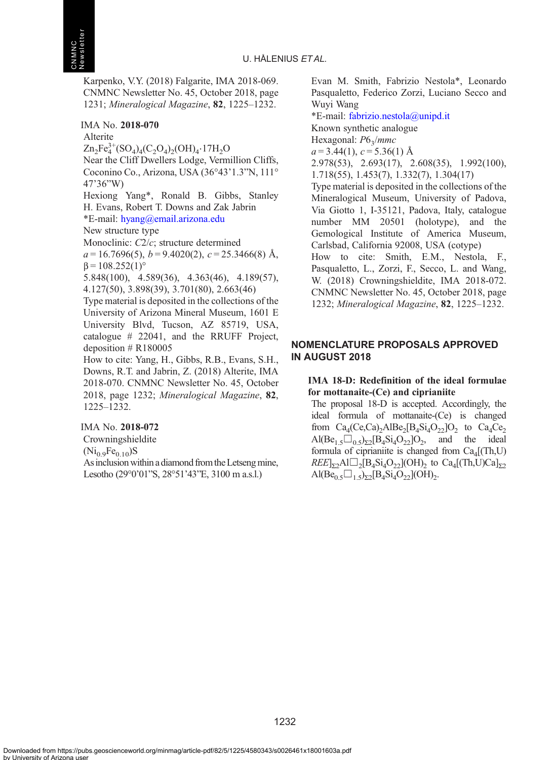Karpenko, V.Y. (2018) Falgarite, IMA 2018-069. CNMNC Newsletter No. 45, October 2018, page 1231; *Mineralogical Magazine*, **82**, 1225–1232.

IMA No. **2018-070**

Alterite

$Zn_2Fe^{3+}_4(SO_4)_4(C_2O_4)_2(OH)_4{\cdot}17H_2O$

Near the Cliff Dwellers Lodge, Vermillion Cliffs, Coconino Co., Arizona, USA (36°43'1.3"N, 111° 47'36"W)

Hexiong Yang*, Ronald B. Gibbs, Stanley H. Evans, Robert T. Downs and Zak Jabrin

*E-mail: hyang@email.arizona.edu

New structure type

Monoclinic: *C*2/*c*; structure determined

$a = 16.7696(5)$, $b = 9.4020(2)$, $c = 25.3466(8)$ Å, $\beta = 108.252(1)°$

5.848(100), 4.589(36), 4.363(46), 4.189(57), 4.127(50), 3.898(39), 3.701(80), 2.663(46)

Type material is deposited in the collections of the University of Arizona Mineral Museum, 1601 E University Blvd, Tucson, AZ 85719, USA, catalogue # 22041, and the RRUFF Project, deposition # R180005

How to cite: Yang, H., Gibbs, R.B., Evans, S.H., Downs, R.T. and Jabrin, Z. (2018) Alterite, IMA 2018-070. CNMNC Newsletter No. 45, October 2018, page 1232; *Mineralogical Magazine*, **82**, 1225–1232.

IMA No. **2018-072**

Crowningshieldite

$(Ni_{0.9}Fe_{0.10})S$

As inclusion within a diamond from the Letseng mine, Lesotho (29°0'01"S, 28°51'43"E, 3100 m a.s.l.)

Evan M. Smith, Fabrizio Nestola*, Leonardo Pasqualetto, Federico Zorzi, Luciano Secco and Wuyi Wang

*E-mail: fabrizio.nestola@unipd.it

Known synthetic analogue

Hexagonal: $P6_3/mmc$

$a = 3.44(1)$, $c = 5.36(1)$ Å

2.978(53), 2.693(17), 2.608(35), 1.992(100), 1.718(55), 1.453(7), 1.332(7), 1.304(17)

Type material is deposited in the collections of the Mineralogical Museum, University of Padova, Via Giotto 1, I-35121, Padova, Italy, catalogue number MM 20501 (holotype), and the Gemological Institute of America Museum, Carlsbad, California 92008, USA (cotype)

How to cite: Smith, E.M., Nestola, F., Pasqualetto, L., Zorzi, F., Secco, L. and Wang, W. (2018) Crowningshieldite, IMA 2018-072. CNMNC Newsletter No. 45, October 2018, page 1232; *Mineralogical Magazine*, **82**, 1225–1232.

## NOMENCLATURE PROPOSALS APPROVED IN AUGUST 2018

### IMA 18-D: Redefinition of the ideal formulae for mottanaite-(Ce) and ciprianiite

The proposal 18-D is accepted. Accordingly, the ideal formula of mottanaite-(Ce) is changed from $Ca_4(Ce,Ca)_2AlBe_2[B_4Si_4O_{22}]O_2$ to $Ca_4Ce_2Al(Be_{1.5}\square_{0.5})_{\Sigma 2}[B_4Si_4O_{22}]O_2$, and the ideal formula of ciprianiite is changed from $Ca_4[(Th,U)REE]_{\Sigma 2}Al\square_2[B_4Si_4O_{22}](OH)_2$ to $Ca_4[(Th,U)Ca]_{\Sigma 2}Al(Be_{0.5}\square_{1.5})_{\Sigma 2}[B_4Si_4O_{22}](OH)_2$.